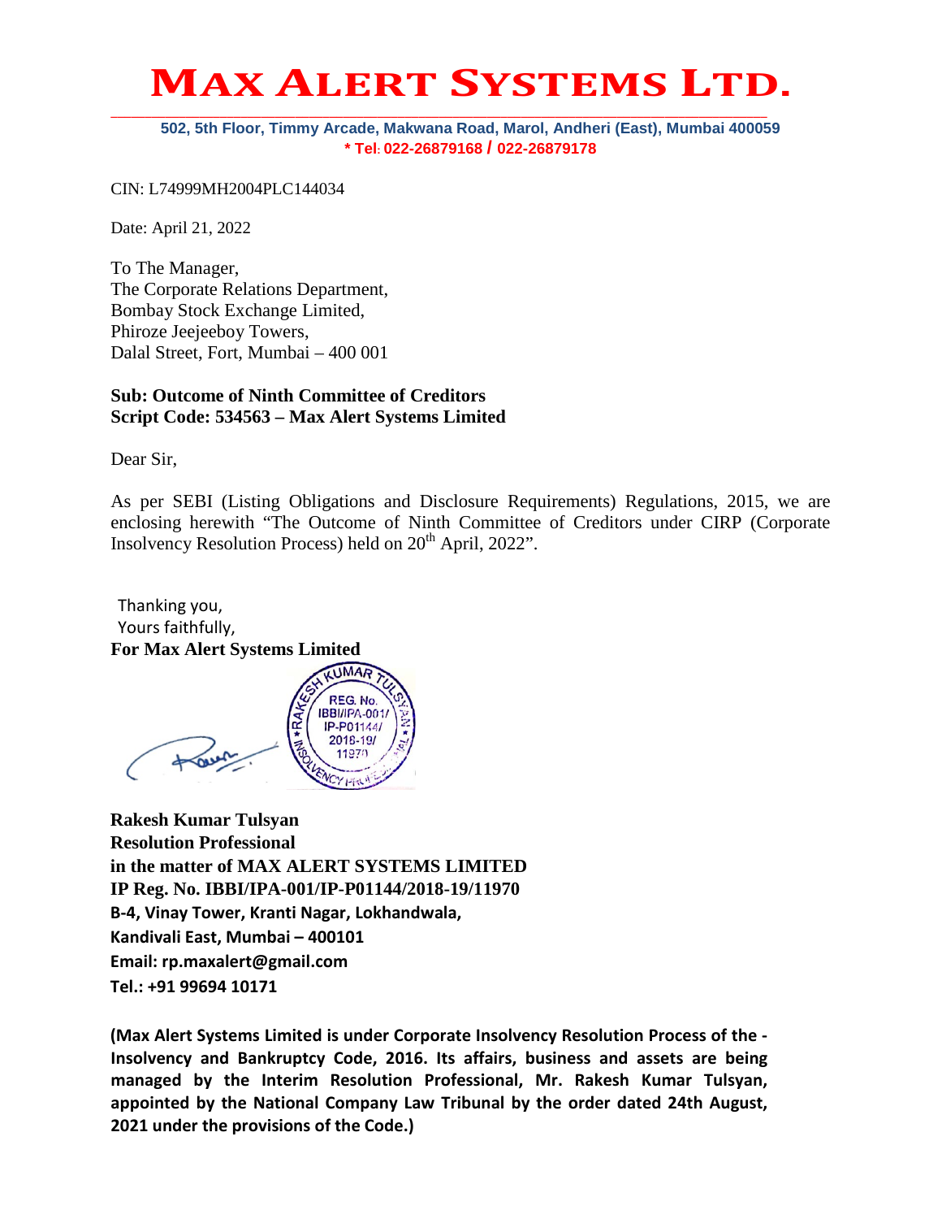# MAX ALERT SYSTEMS LTD.

502, 5th Floor, Timmy Arcade, Makwana Road, Marol, Andheri (East), Mumbai 400059
* Tel: 022-26879168 / 022-26879178

CIN: L74999MH2004PLC144034

Date: April 21, 2022

To The Manager,
The Corporate Relations Department,
Bombay Stock Exchange Limited,
Phiroze Jeejeeboy Towers,
Dalal Street, Fort, Mumbai – 400 001

**Sub: Outcome of Ninth Committee of Creditors**
**Script Code: 534563 – Max Alert Systems Limited**

Dear Sir,

As per SEBI (Listing Obligations and Disclosure Requirements) Regulations, 2015, we are enclosing herewith "The Outcome of Ninth Committee of Creditors under CIRP (Corporate Insolvency Resolution Process) held on 20th April, 2022".

Thanking you,
Yours faithfully,
**For Max Alert Systems Limited**

RAKESH KUMAR TULSYAN
REG. No. IBBI/IPA-001/IP-P01144/2018-19/11970
INSOLVENCY PROFESSIONAL

**Rakesh Kumar Tulsyan**
**Resolution Professional**
**in the matter of MAX ALERT SYSTEMS LIMITED**
**IP Reg. No. IBBI/IPA-001/IP-P01144/2018-19/11970**
**B-4, Vinay Tower, Kranti Nagar, Lokhandwala,**
**Kandivali East, Mumbai – 400101**
**Email: rp.maxalert@gmail.com**
**Tel.: +91 99694 10171**

**(Max Alert Systems Limited is under Corporate Insolvency Resolution Process of the - Insolvency and Bankruptcy Code, 2016. Its affairs, business and assets are being managed by the Interim Resolution Professional, Mr. Rakesh Kumar Tulsyan, appointed by the National Company Law Tribunal by the order dated 24th August, 2021 under the provisions of the Code.)**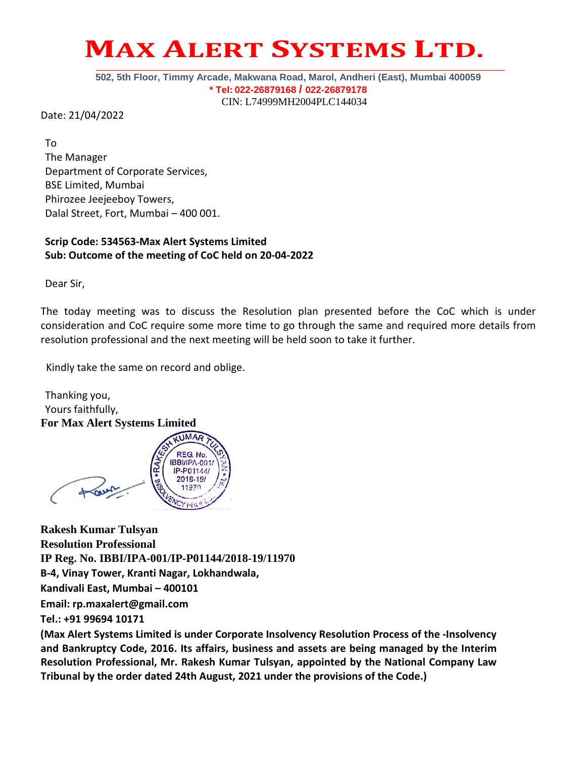# MAX ALERT SYSTEMS LTD.

502, 5th Floor, Timmy Arcade, Makwana Road, Marol, Andheri (East), Mumbai 400059
* Tel: 022-26879168 / 022-26879178
CIN: L74999MH2004PLC144034

Date: 21/04/2022

To
The Manager
Department of Corporate Services,
BSE Limited, Mumbai
Phirozee Jeejeeboy Towers,
Dalal Street, Fort, Mumbai – 400 001.

**Scrip Code: 534563-Max Alert Systems Limited**
**Sub: Outcome of the meeting of CoC held on 20-04-2022**

Dear Sir,

The today meeting was to discuss the Resolution plan presented before the CoC which is under consideration and CoC require some more time to go through the same and required more details from resolution professional and the next meeting will be held soon to take it further.

Kindly take the same on record and oblige.

Thanking you,
Yours faithfully,
**For Max Alert Systems Limited**

RAKESH KUMAR TULSYAN
REG. No. IBBI/IPA-001/ IP-P01144/ 2018-19/ 11970
INSOLVENCY PROFESSIONAL

**Rakesh Kumar Tulsyan**
**Resolution Professional**
**IP Reg. No. IBBI/IPA-001/IP-P01144/2018-19/11970**
**B-4, Vinay Tower, Kranti Nagar, Lokhandwala,**
**Kandivali East, Mumbai – 400101**
**Email: rp.maxalert@gmail.com**
**Tel.: +91 99694 10171**
**(Max Alert Systems Limited is under Corporate Insolvency Resolution Process of the -Insolvency and Bankruptcy Code, 2016. Its affairs, business and assets are being managed by the Interim Resolution Professional, Mr. Rakesh Kumar Tulsyan, appointed by the National Company Law Tribunal by the order dated 24th August, 2021 under the provisions of the Code.)**